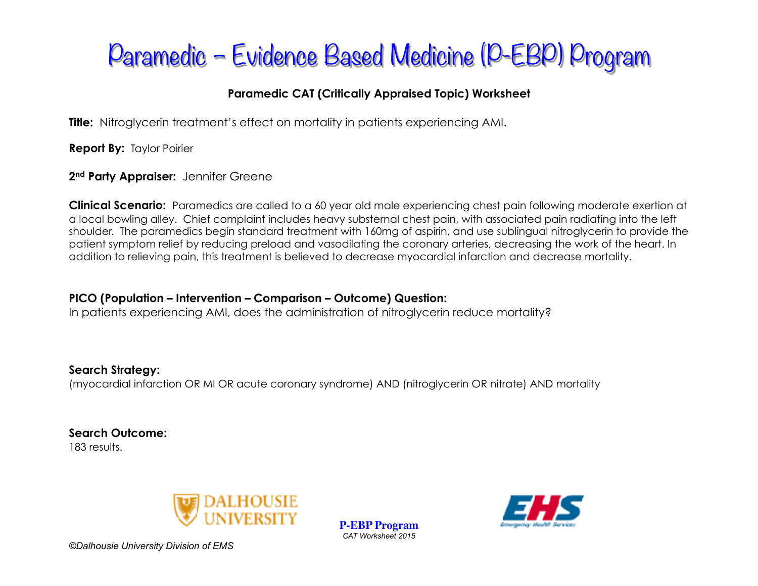# Paramedic – Evidence Based Medicine (P-EBP) Program

**Paramedic CAT (Critically Appraised Topic) Worksheet**

**Title:** Nitroglycerin treatment's effect on mortality in patients experiencing AMI.

**Report By:** Taylor Poirier

**2nd Party Appraiser:** Jennifer Greene

**Clinical Scenario:** Paramedics are called to a 60 year old male experiencing chest pain following moderate exertion at a local bowling alley. Chief complaint includes heavy substernal chest pain, with associated pain radiating into the left shoulder. The paramedics begin standard treatment with 160mg of aspirin, and use sublingual nitroglycerin to provide the patient symptom relief by reducing preload and vasodilating the coronary arteries, decreasing the work of the heart. In addition to relieving pain, this treatment is believed to decrease myocardial infarction and decrease mortality.

**PICO (Population – Intervention – Comparison – Outcome) Question:**
In patients experiencing AMI, does the administration of nitroglycerin reduce mortality?

**Search Strategy:**
(myocardial infarction OR MI OR acute coronary syndrome) AND (nitroglycerin OR nitrate) AND mortality

**Search Outcome:**
183 results.

DALHOUSIE UNIVERSITY

**P-EBP Program**
*CAT Worksheet 2015*

EHS Emergency Health Services

*©Dalhousie University Division of EMS*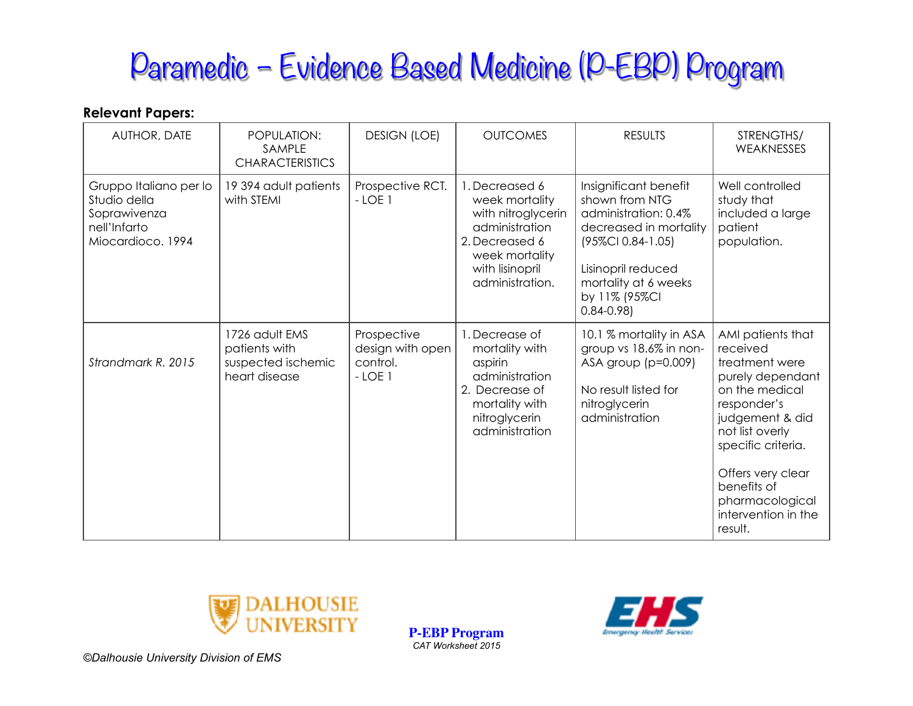# Paramedic – Evidence Based Medicine (P-EBP) Program

**Relevant Papers:**

| AUTHOR, DATE | POPULATION: SAMPLE CHARACTERISTICS | DESIGN (LOE) | OUTCOMES | RESULTS | STRENGTHS/ WEAKNESSES |
|---|---|---|---|---|---|
| Gruppo Italiano per lo Studio della Soprawivenza nell'Infarto Miocardioco. 1994 | 19 394 adult patients with STEMI | Prospective RCT. - LOE 1 | 1. Decreased 6 week mortality with nitroglycerin administration 2. Decreased 6 week mortality with lisinopril administration. | Insignificant benefit shown from NTG administration: 0.4% decreased in mortality (95%CI 0.84-1.05) Lisinopril reduced mortality at 6 weeks by 11% (95%CI 0.84-0.98) | Well controlled study that included a large patient population. |
| *Strandmark R. 2015* | 1726 adult EMS patients with suspected ischemic heart disease | Prospective design with open control. - LOE 1 | 1. Decrease of mortality with aspirin administration 2. Decrease of mortality with nitroglycerin administration | 10.1 % mortality in ASA group vs 18.6% in non-ASA group (p=0.009) No result listed for nitroglycerin administration | AMI patients that received treatment were purely dependant on the medical responder's judgement & did not list overly specific criteria. Offers very clear benefits of pharmacological intervention in the result. |

**P-EBP Program**
*CAT Worksheet 2015*

*©Dalhousie University Division of EMS*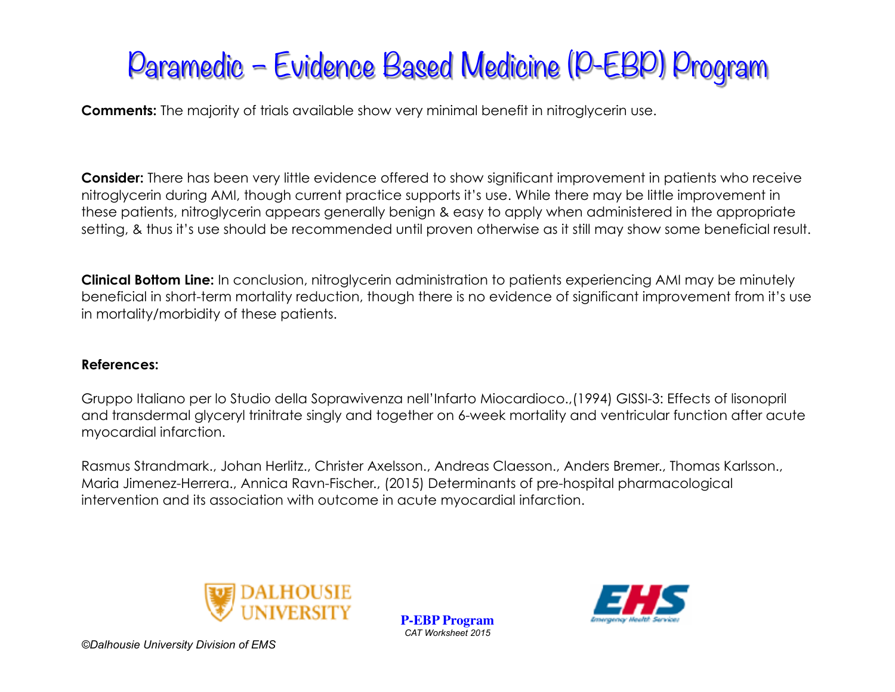# Paramedic – Evidence Based Medicine (P-EBP) Program

**Comments:** The majority of trials available show very minimal benefit in nitroglycerin use.

**Consider:** There has been very little evidence offered to show significant improvement in patients who receive nitroglycerin during AMI, though current practice supports it's use. While there may be little improvement in these patients, nitroglycerin appears generally benign & easy to apply when administered in the appropriate setting, & thus it's use should be recommended until proven otherwise as it still may show some beneficial result.

**Clinical Bottom Line:** In conclusion, nitroglycerin administration to patients experiencing AMI may be minutely beneficial in short-term mortality reduction, though there is no evidence of significant improvement from it's use in mortality/morbidity of these patients.

**References:**

Gruppo Italiano per lo Studio della Soprawivenza nell'Infarto Miocardioco.,(1994) GISSI-3: Effects of lisonopril and transdermal glyceryl trinitrate singly and together on 6-week mortality and ventricular function after acute myocardial infarction.

Rasmus Strandmark., Johan Herlitz., Christer Axelsson., Andreas Claesson., Anders Bremer., Thomas Karlsson., Maria Jimenez-Herrera., Annica Ravn-Fischer., (2015) Determinants of pre-hospital pharmacological intervention and its association with outcome in acute myocardial infarction.

DALHOUSIE UNIVERSITY

**P-EBP Program**
*CAT Worksheet 2015*

EHS Emergency Health Services

*©Dalhousie University Division of EMS*